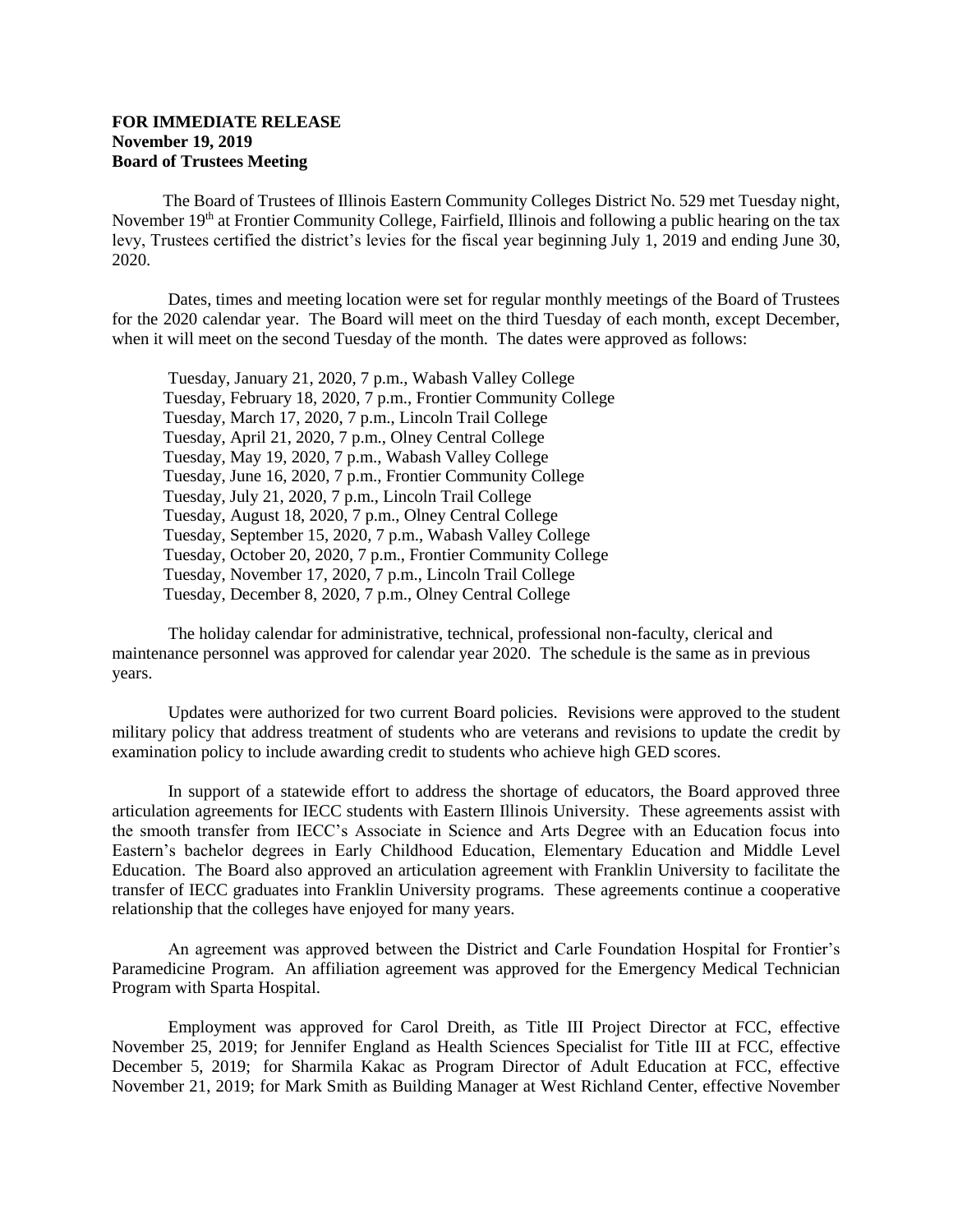**FOR IMMEDIATE RELEASE**
**November 19, 2019**
**Board of Trustees Meeting**

The Board of Trustees of Illinois Eastern Community Colleges District No. 529 met Tuesday night, November 19th at Frontier Community College, Fairfield, Illinois and following a public hearing on the tax levy, Trustees certified the district's levies for the fiscal year beginning July 1, 2019 and ending June 30, 2020.

Dates, times and meeting location were set for regular monthly meetings of the Board of Trustees for the 2020 calendar year. The Board will meet on the third Tuesday of each month, except December, when it will meet on the second Tuesday of the month. The dates were approved as follows:

Tuesday, January 21, 2020, 7 p.m., Wabash Valley College
Tuesday, February 18, 2020, 7 p.m., Frontier Community College
Tuesday, March 17, 2020, 7 p.m., Lincoln Trail College
Tuesday, April 21, 2020, 7 p.m., Olney Central College
Tuesday, May 19, 2020, 7 p.m., Wabash Valley College
Tuesday, June 16, 2020, 7 p.m., Frontier Community College
Tuesday, July 21, 2020, 7 p.m., Lincoln Trail College
Tuesday, August 18, 2020, 7 p.m., Olney Central College
Tuesday, September 15, 2020, 7 p.m., Wabash Valley College
Tuesday, October 20, 2020, 7 p.m., Frontier Community College
Tuesday, November 17, 2020, 7 p.m., Lincoln Trail College
Tuesday, December 8, 2020, 7 p.m., Olney Central College

The holiday calendar for administrative, technical, professional non-faculty, clerical and maintenance personnel was approved for calendar year 2020. The schedule is the same as in previous years.

Updates were authorized for two current Board policies. Revisions were approved to the student military policy that address treatment of students who are veterans and revisions to update the credit by examination policy to include awarding credit to students who achieve high GED scores.

In support of a statewide effort to address the shortage of educators, the Board approved three articulation agreements for IECC students with Eastern Illinois University. These agreements assist with the smooth transfer from IECC's Associate in Science and Arts Degree with an Education focus into Eastern's bachelor degrees in Early Childhood Education, Elementary Education and Middle Level Education. The Board also approved an articulation agreement with Franklin University to facilitate the transfer of IECC graduates into Franklin University programs. These agreements continue a cooperative relationship that the colleges have enjoyed for many years.

An agreement was approved between the District and Carle Foundation Hospital for Frontier's Paramedicine Program. An affiliation agreement was approved for the Emergency Medical Technician Program with Sparta Hospital.

Employment was approved for Carol Dreith, as Title III Project Director at FCC, effective November 25, 2019; for Jennifer England as Health Sciences Specialist for Title III at FCC, effective December 5, 2019; for Sharmila Kakac as Program Director of Adult Education at FCC, effective November 21, 2019; for Mark Smith as Building Manager at West Richland Center, effective November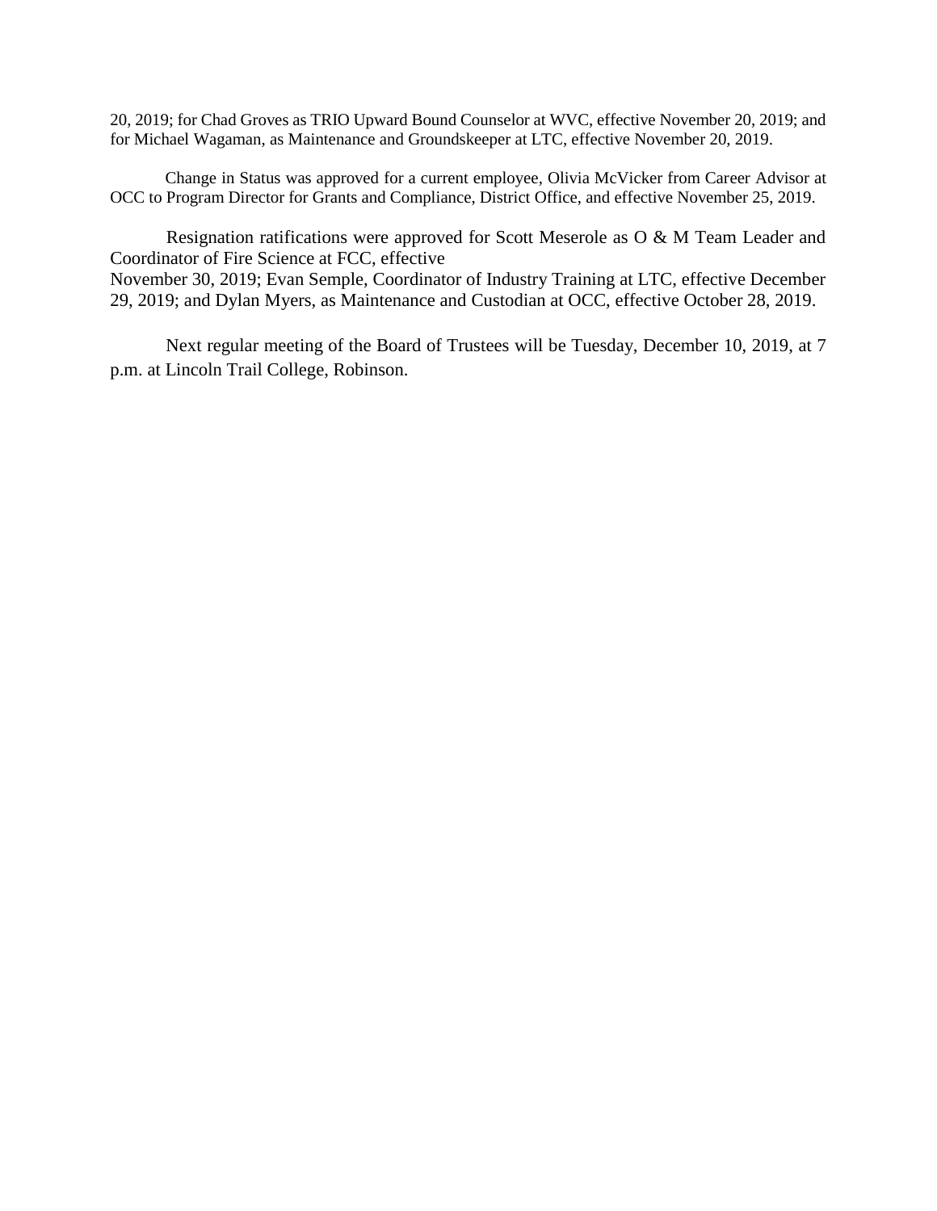20, 2019; for Chad Groves as TRIO Upward Bound Counselor at WVC, effective November 20, 2019; and for Michael Wagaman, as Maintenance and Groundskeeper at LTC, effective November 20, 2019.

Change in Status was approved for a current employee, Olivia McVicker from Career Advisor at OCC to Program Director for Grants and Compliance, District Office, and effective November 25, 2019.

Resignation ratifications were approved for Scott Meserole as O & M Team Leader and Coordinator of Fire Science at FCC, effective November 30, 2019; Evan Semple, Coordinator of Industry Training at LTC, effective December 29, 2019; and Dylan Myers, as Maintenance and Custodian at OCC, effective October 28, 2019.

Next regular meeting of the Board of Trustees will be Tuesday, December 10, 2019, at 7 p.m. at Lincoln Trail College, Robinson.